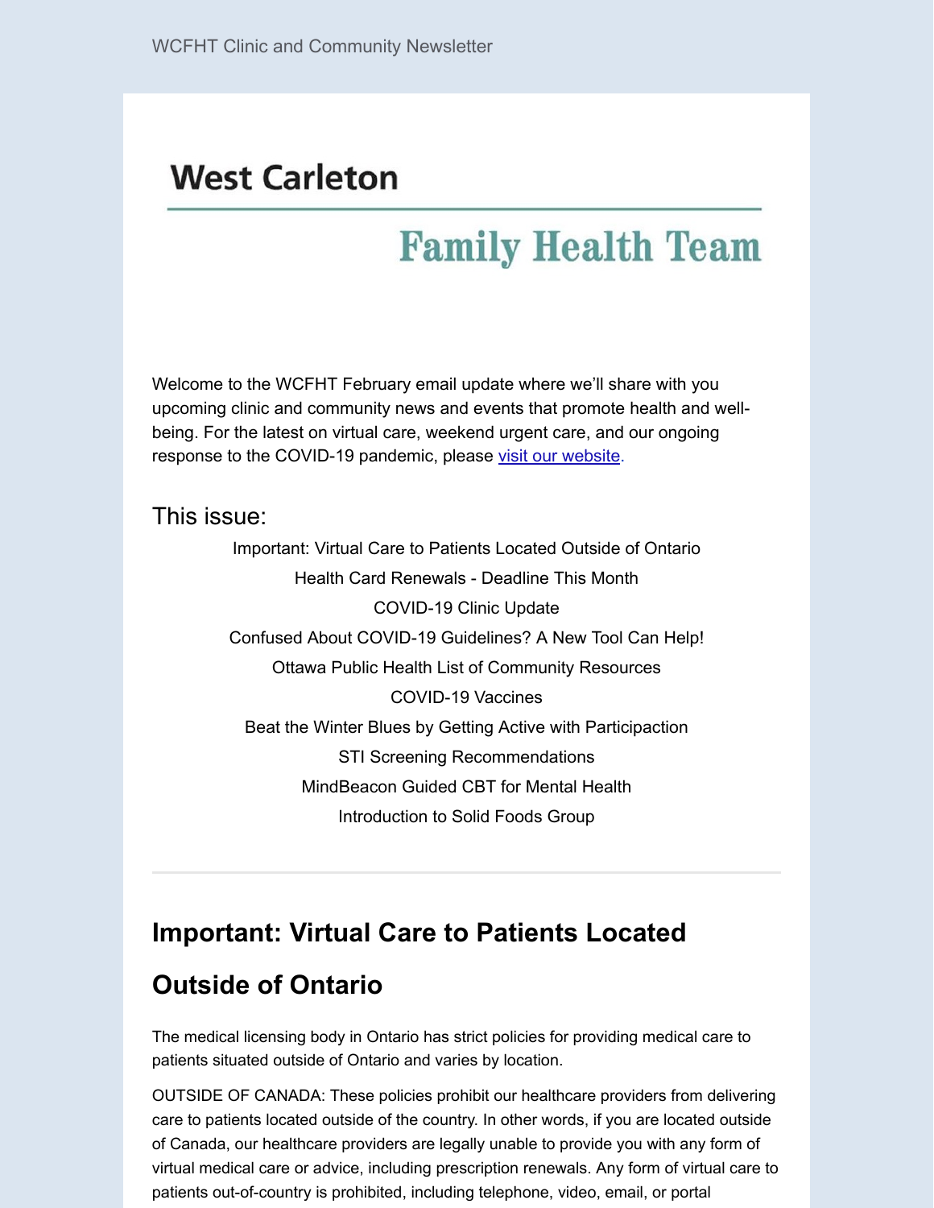WCFHT Clinic and Community Newsletter

# West Carleton Family Health Team

Welcome to the WCFHT February email update where we'll share with you upcoming clinic and community news and events that promote health and well-being. For the latest on virtual care, weekend urgent care, and our ongoing response to the COVID-19 pandemic, please [visit our website](#).

## This issue:

- Important: Virtual Care to Patients Located Outside of Ontario
- Health Card Renewals - Deadline This Month
- COVID-19 Clinic Update
- Confused About COVID-19 Guidelines? A New Tool Can Help!
- Ottawa Public Health List of Community Resources
- COVID-19 Vaccines
- Beat the Winter Blues by Getting Active with Participaction
- STI Screening Recommendations
- MindBeacon Guided CBT for Mental Health
- Introduction to Solid Foods Group

---

## Important: Virtual Care to Patients Located Outside of Ontario

The medical licensing body in Ontario has strict policies for providing medical care to patients situated outside of Ontario and varies by location.

OUTSIDE OF CANADA: These policies prohibit our healthcare providers from delivering care to patients located outside of the country. In other words, if you are located outside of Canada, our healthcare providers are legally unable to provide you with any form of virtual medical care or advice, including prescription renewals. Any form of virtual care to patients out-of-country is prohibited, including telephone, video, email, or portal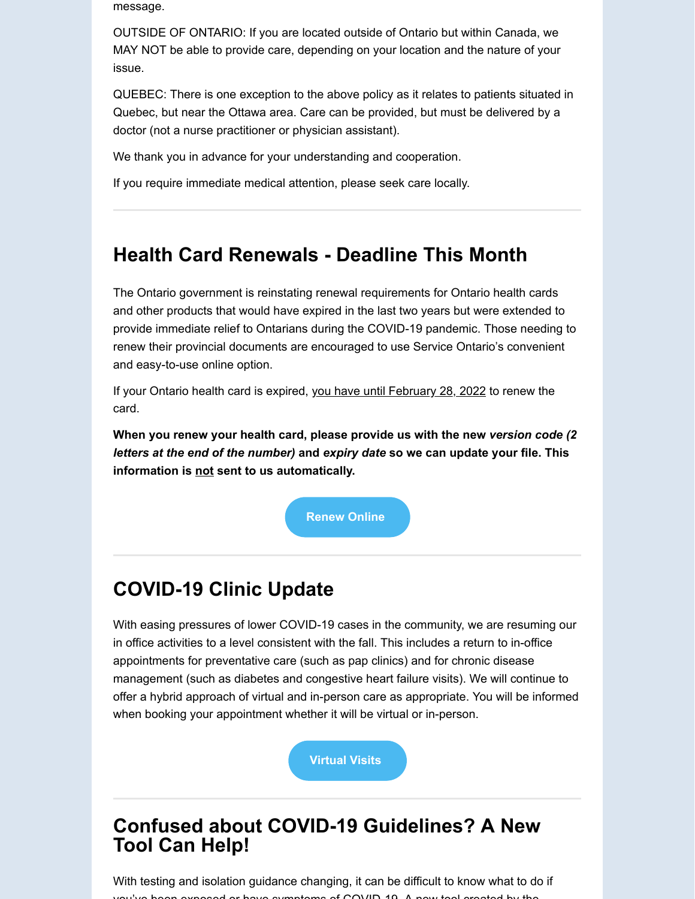message.

OUTSIDE OF ONTARIO: If you are located outside of Ontario but within Canada, we MAY NOT be able to provide care, depending on your location and the nature of your issue.

QUEBEC: There is one exception to the above policy as it relates to patients situated in Quebec, but near the Ottawa area. Care can be provided, but must be delivered by a doctor (not a nurse practitioner or physician assistant).

We thank you in advance for your understanding and cooperation.

If you require immediate medical attention, please seek care locally.

---

## Health Card Renewals - Deadline This Month

The Ontario government is reinstating renewal requirements for Ontario health cards and other products that would have expired in the last two years but were extended to provide immediate relief to Ontarians during the COVID-19 pandemic. Those needing to renew their provincial documents are encouraged to use Service Ontario's convenient and easy-to-use online option.

If your Ontario health card is expired, you have until February 28, 2022 to renew the card.

**When you renew your health card, please provide us with the new *version code (2 letters at the end of the number)* and *expiry date* so we can update your file. This information is not sent to us automatically.**

Renew Online

---

## COVID-19 Clinic Update

With easing pressures of lower COVID-19 cases in the community, we are resuming our in office activities to a level consistent with the fall. This includes a return to in-office appointments for preventative care (such as pap clinics) and for chronic disease management (such as diabetes and congestive heart failure visits). We will continue to offer a hybrid approach of virtual and in-person care as appropriate. You will be informed when booking your appointment whether it will be virtual or in-person.

Virtual Visits

---

## Confused about COVID-19 Guidelines? A New Tool Can Help!

With testing and isolation guidance changing, it can be difficult to know what to do if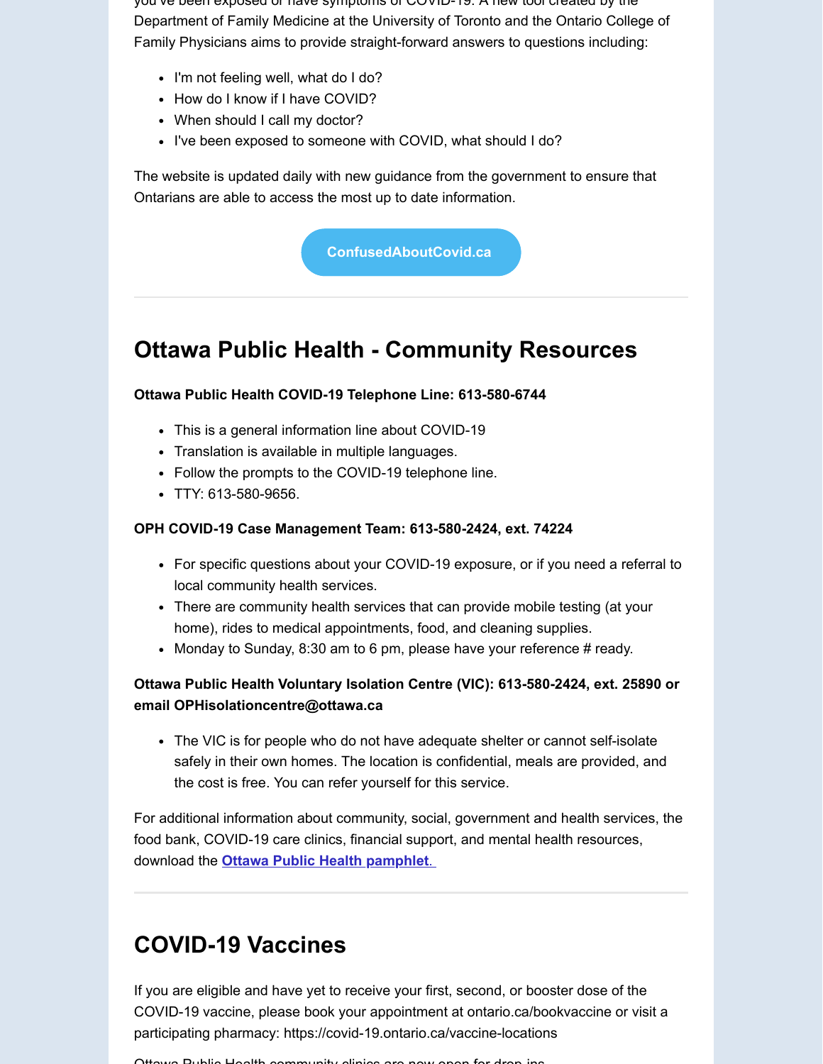you've been exposed or have symptoms of COVID-19. A new tool created by the Department of Family Medicine at the University of Toronto and the Ontario College of Family Physicians aims to provide straight-forward answers to questions including:

- I'm not feeling well, what do I do?
- How do I know if I have COVID?
- When should I call my doctor?
- I've been exposed to someone with COVID, what should I do?

The website is updated daily with new guidance from the government to ensure that Ontarians are able to access the most up to date information.

**ConfusedAboutCovid.ca**

---

## Ottawa Public Health - Community Resources

**Ottawa Public Health COVID-19 Telephone Line: 613-580-6744**

- This is a general information line about COVID-19
- Translation is available in multiple languages.
- Follow the prompts to the COVID-19 telephone line.
- TTY: 613-580-9656.

**OPH COVID-19 Case Management Team: 613-580-2424, ext. 74224**

- For specific questions about your COVID-19 exposure, or if you need a referral to local community health services.
- There are community health services that can provide mobile testing (at your home), rides to medical appointments, food, and cleaning supplies.
- Monday to Sunday, 8:30 am to 6 pm, please have your reference # ready.

**Ottawa Public Health Voluntary Isolation Centre (VIC): 613-580-2424, ext. 25890 or email OPHisolationcentre@ottawa.ca**

- The VIC is for people who do not have adequate shelter or cannot self-isolate safely in their own homes. The location is confidential, meals are provided, and the cost is free. You can refer yourself for this service.

For additional information about community, social, government and health services, the food bank, COVID-19 care clinics, financial support, and mental health resources, download the **Ottawa Public Health pamphlet.**

---

## COVID-19 Vaccines

If you are eligible and have yet to receive your first, second, or booster dose of the COVID-19 vaccine, please book your appointment at ontario.ca/bookvaccine or visit a participating pharmacy: https://covid-19.ontario.ca/vaccine-locations

Ottawa Public Health community clinics are now open for drop-ins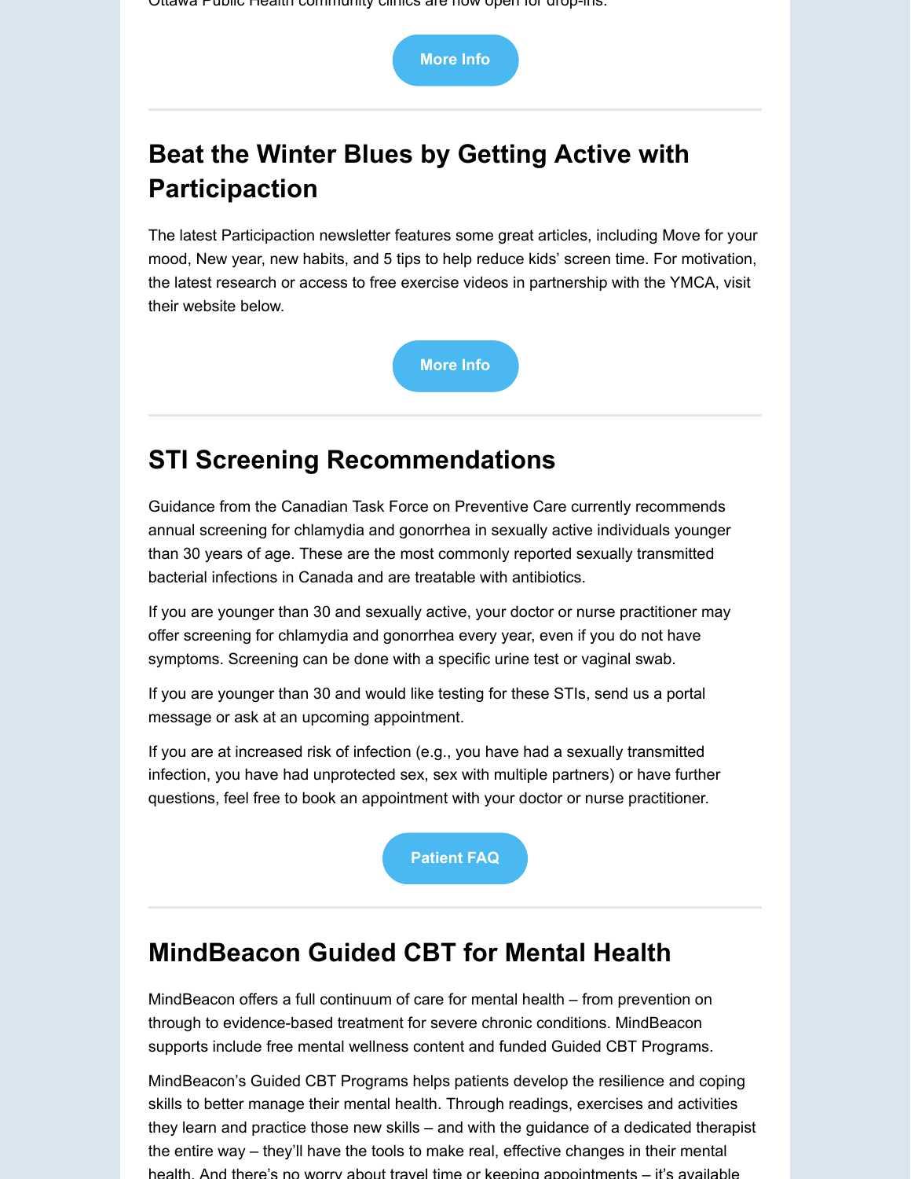Ottawa Public Health community clinics are now open for drop-ins.

More Info

## Beat the Winter Blues by Getting Active with Participaction

The latest Participaction newsletter features some great articles, including Move for your mood, New year, new habits, and 5 tips to help reduce kids' screen time. For motivation, the latest research or access to free exercise videos in partnership with the YMCA, visit their website below.

More Info

## STI Screening Recommendations

Guidance from the Canadian Task Force on Preventive Care currently recommends annual screening for chlamydia and gonorrhea in sexually active individuals younger than 30 years of age. These are the most commonly reported sexually transmitted bacterial infections in Canada and are treatable with antibiotics.

If you are younger than 30 and sexually active, your doctor or nurse practitioner may offer screening for chlamydia and gonorrhea every year, even if you do not have symptoms. Screening can be done with a specific urine test or vaginal swab.

If you are younger than 30 and would like testing for these STIs, send us a portal message or ask at an upcoming appointment.

If you are at increased risk of infection (e.g., you have had a sexually transmitted infection, you have had unprotected sex, sex with multiple partners) or have further questions, feel free to book an appointment with your doctor or nurse practitioner.

Patient FAQ

## MindBeacon Guided CBT for Mental Health

MindBeacon offers a full continuum of care for mental health – from prevention on through to evidence-based treatment for severe chronic conditions. MindBeacon supports include free mental wellness content and funded Guided CBT Programs.

MindBeacon's Guided CBT Programs helps patients develop the resilience and coping skills to better manage their mental health. Through readings, exercises and activities they learn and practice those new skills – and with the guidance of a dedicated therapist the entire way – they'll have the tools to make real, effective changes in their mental health. And there's no worry about travel time or keeping appointments – it's available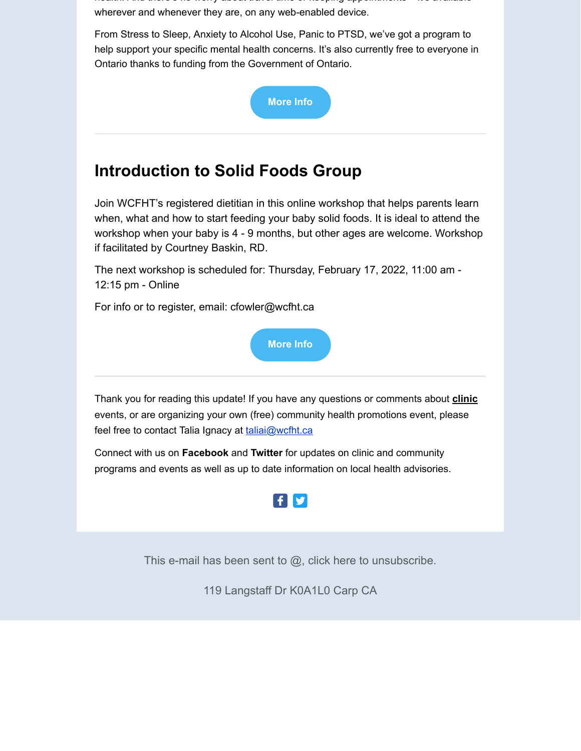wherever and whenever they are, on any web-enabled device.

From Stress to Sleep, Anxiety to Alcohol Use, Panic to PTSD, we've got a program to help support your specific mental health concerns. It's also currently free to everyone in Ontario thanks to funding from the Government of Ontario.

More Info

---

## Introduction to Solid Foods Group

Join WCFHT's registered dietitian in this online workshop that helps parents learn when, what and how to start feeding your baby solid foods. It is ideal to attend the workshop when your baby is 4 - 9 months, but other ages are welcome. Workshop if facilitated by Courtney Baskin, RD.

The next workshop is scheduled for: Thursday, February 17, 2022, 11:00 am - 12:15 pm - Online

For info or to register, email: cfowler@wcfht.ca

More Info

---

Thank you for reading this update! If you have any questions or comments about **clinic** events, or are organizing your own (free) community health promotions event, please feel free to contact Talia Ignacy at taliai@wcfht.ca

Connect with us on **Facebook** and **Twitter** for updates on clinic and community programs and events as well as up to date information on local health advisories.

This e-mail has been sent to @, click here to unsubscribe.

119 Langstaff Dr K0A1L0 Carp CA